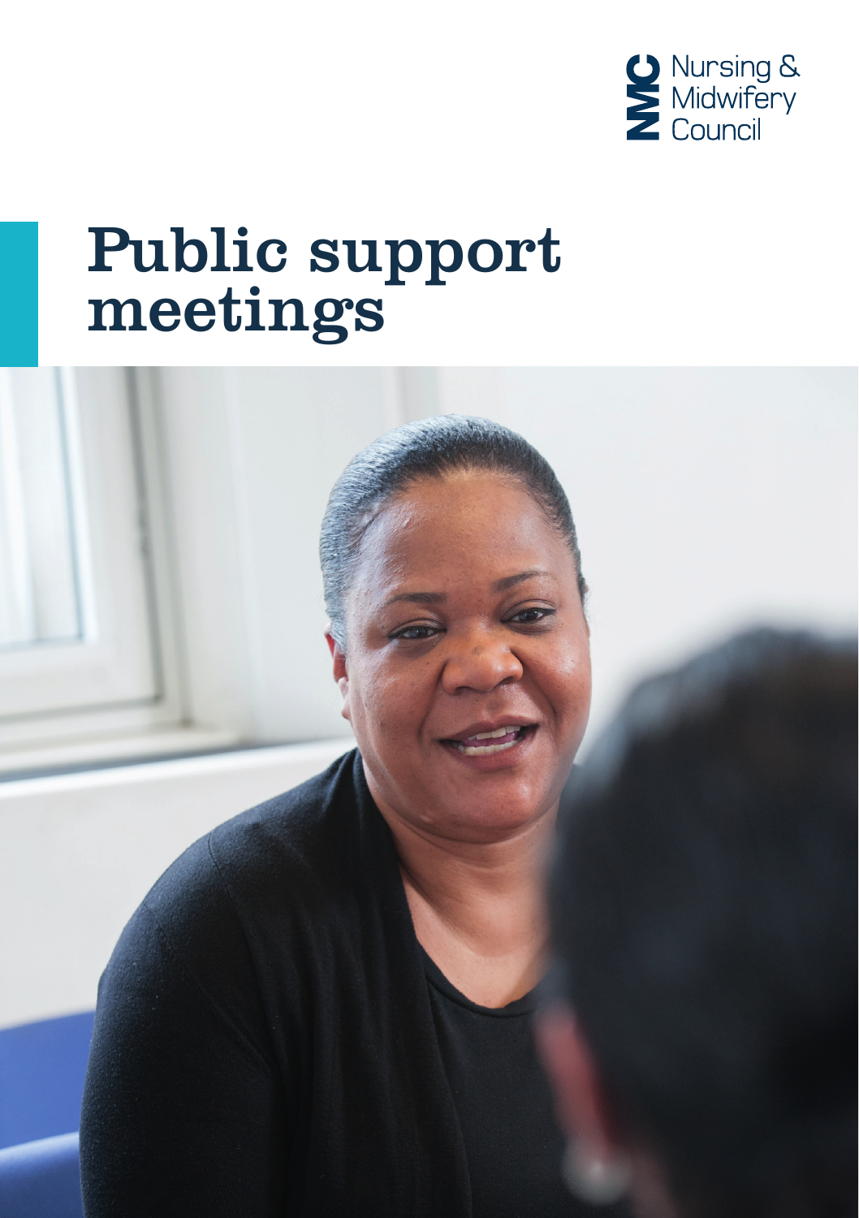Nursing & Midwifery Council

# Public support meetings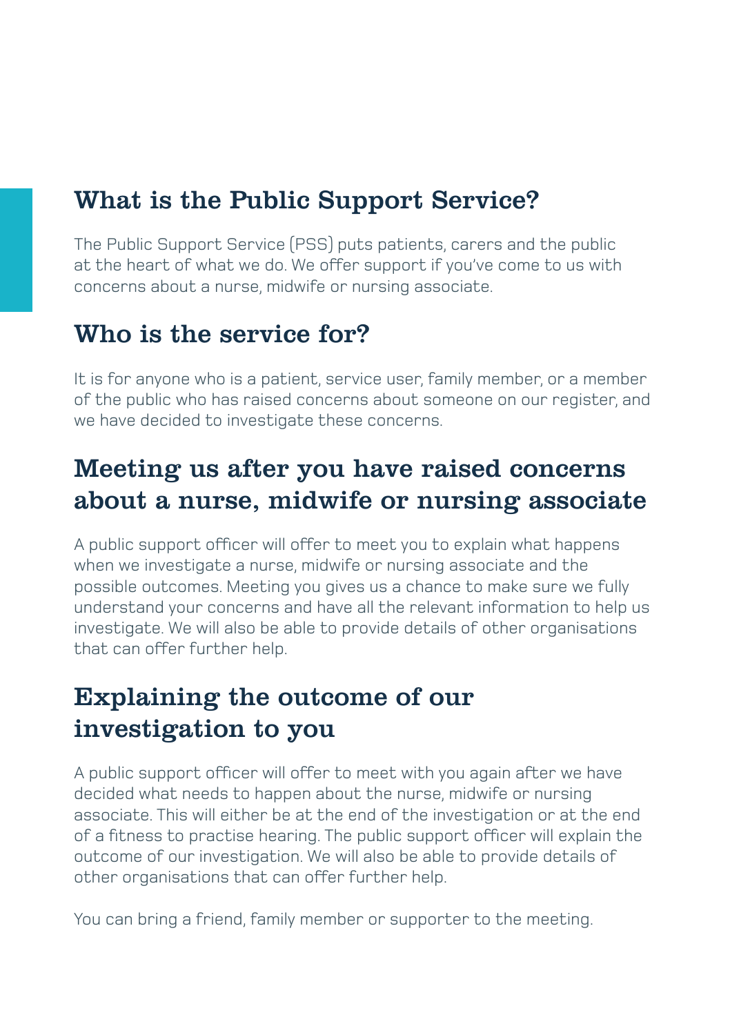## What is the Public Support Service?

The Public Support Service (PSS) puts patients, carers and the public at the heart of what we do. We offer support if you've come to us with concerns about a nurse, midwife or nursing associate.

## Who is the service for?

It is for anyone who is a patient, service user, family member, or a member of the public who has raised concerns about someone on our register, and we have decided to investigate these concerns.

## Meeting us after you have raised concerns about a nurse, midwife or nursing associate

A public support officer will offer to meet you to explain what happens when we investigate a nurse, midwife or nursing associate and the possible outcomes. Meeting you gives us a chance to make sure we fully understand your concerns and have all the relevant information to help us investigate. We will also be able to provide details of other organisations that can offer further help.

## Explaining the outcome of our investigation to you

A public support officer will offer to meet with you again after we have decided what needs to happen about the nurse, midwife or nursing associate. This will either be at the end of the investigation or at the end of a fitness to practise hearing. The public support officer will explain the outcome of our investigation. We will also be able to provide details of other organisations that can offer further help.

You can bring a friend, family member or supporter to the meeting.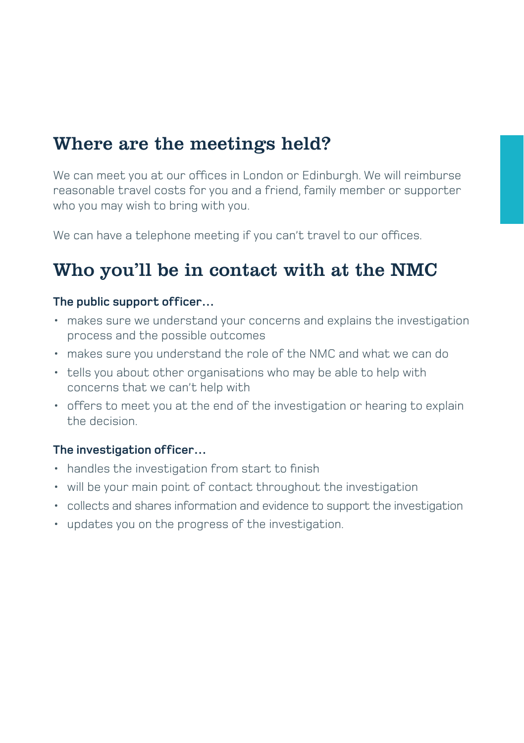## Where are the meetings held?

We can meet you at our offices in London or Edinburgh. We will reimburse reasonable travel costs for you and a friend, family member or supporter who you may wish to bring with you.

We can have a telephone meeting if you can't travel to our offices.

## Who you'll be in contact with at the NMC

**The public support officer…**

- makes sure we understand your concerns and explains the investigation process and the possible outcomes
- makes sure you understand the role of the NMC and what we can do
- tells you about other organisations who may be able to help with concerns that we can't help with
- offers to meet you at the end of the investigation or hearing to explain the decision.

**The investigation officer…**

- handles the investigation from start to finish
- will be your main point of contact throughout the investigation
- collects and shares information and evidence to support the investigation
- updates you on the progress of the investigation.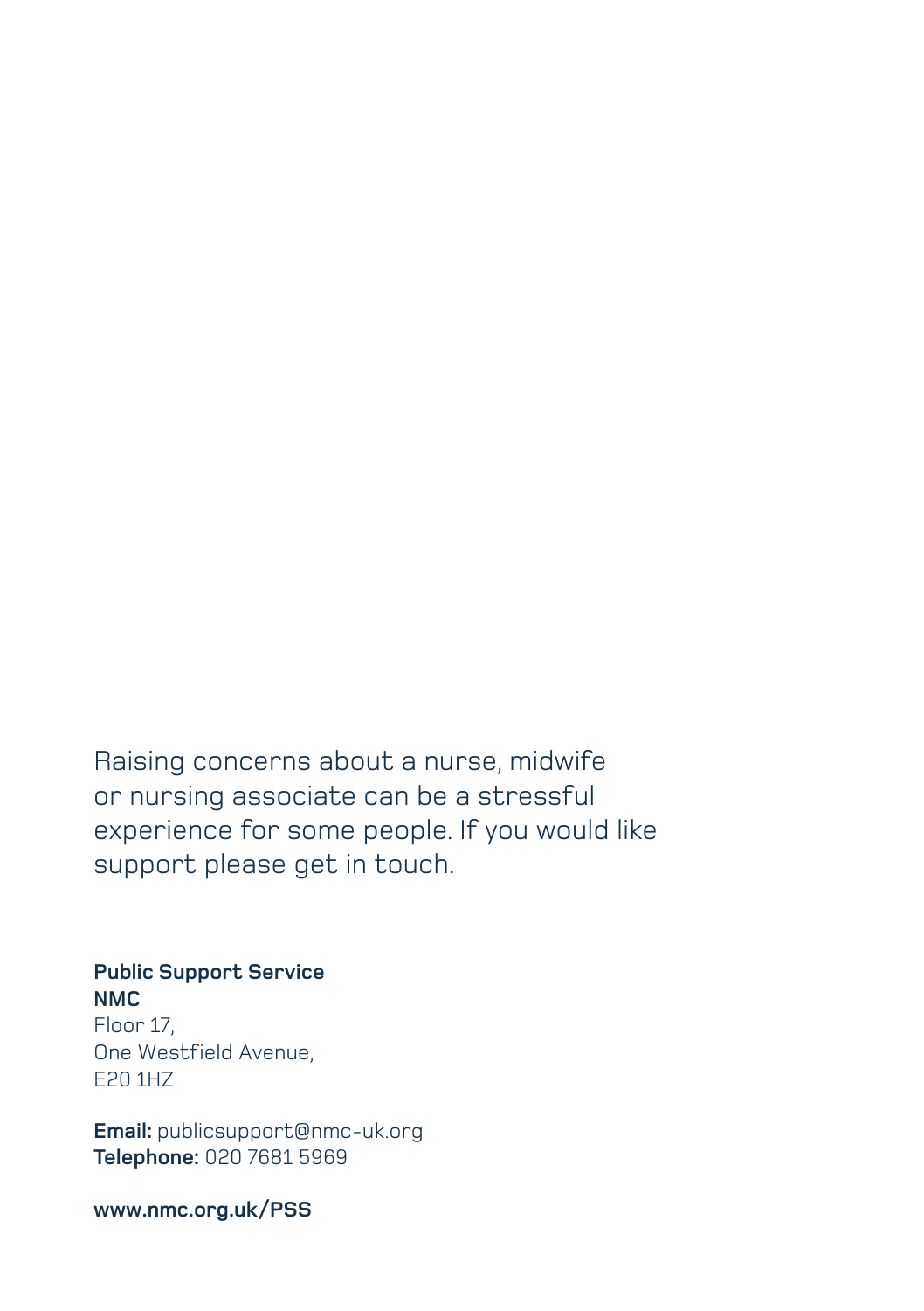Raising concerns about a nurse, midwife or nursing associate can be a stressful experience for some people. If you would like support please get in touch.

**Public Support Service**
**NMC**
Floor 17,
One Westfield Avenue,
E20 1HZ

**Email:** publicsupport@nmc-uk.org
**Telephone:** 020 7681 5969

**www.nmc.org.uk/PSS**